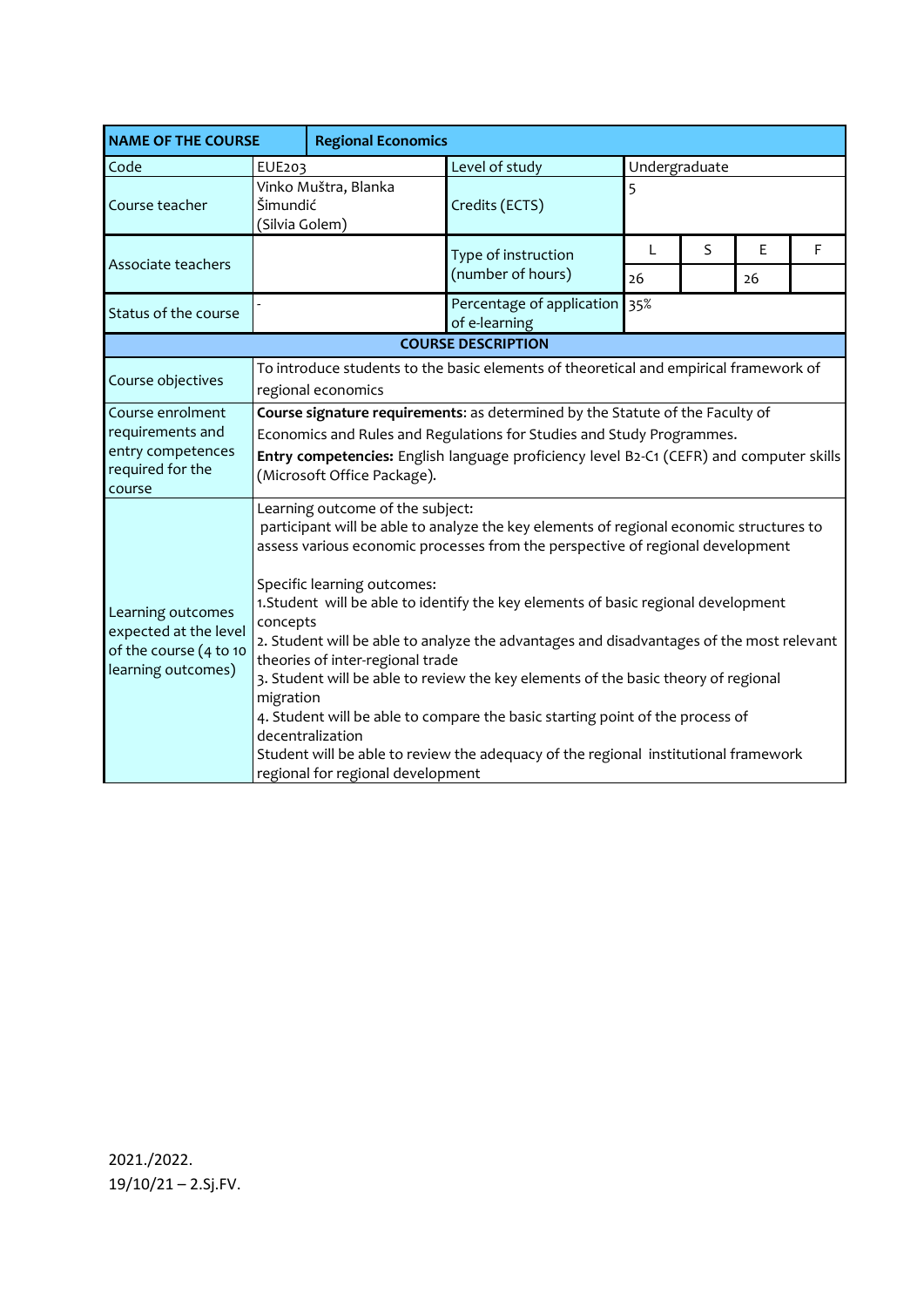| NAME OF THE COURSE | Regional Economics | | | | | | |
|---|---|---|---|---|---|---|---|
| Code | EUE203 | Level of study | Undergraduate | | | | |
| Course teacher | Vinko Muštra, Blanka Šimundić (Silvia Golem) | Credits (ECTS) | 5 | | | | |
| Associate teachers | | Type of instruction (number of hours) | L | S | E | F |
| | | | 26 | | 26 | |
| Status of the course | - | Percentage of application of e-learning | 35% | | | | |
| **COURSE DESCRIPTION** | | | | | | | |
| Course objectives | To introduce students to the basic elements of theoretical and empirical framework of regional economics | | | | | | |
| Course enrolment requirements and entry competences required for the course | **Course signature requirements**: as determined by the Statute of the Faculty of Economics and Rules and Regulations for Studies and Study Programmes.<br>**Entry competencies:** English language proficiency level B2-C1 (CEFR) and computer skills (Microsoft Office Package). | | | | | | |
| Learning outcomes expected at the level of the course (4 to 10 learning outcomes) | Learning outcome of the subject:<br>participant will be able to analyze the key elements of regional economic structures to assess various economic processes from the perspective of regional development<br><br>Specific learning outcomes:<br>1.Student will be able to identify the key elements of basic regional development concepts<br>2. Student will be able to analyze the advantages and disadvantages of the most relevant theories of inter-regional trade<br>3. Student will be able to review the key elements of the basic theory of regional migration<br>4. Student will be able to compare the basic starting point of the process of decentralization<br>Student will be able to review the adequacy of the regional institutional framework regional for regional development | | | | | | |

2021./2022.
19/10/21 – 2.Sj.FV.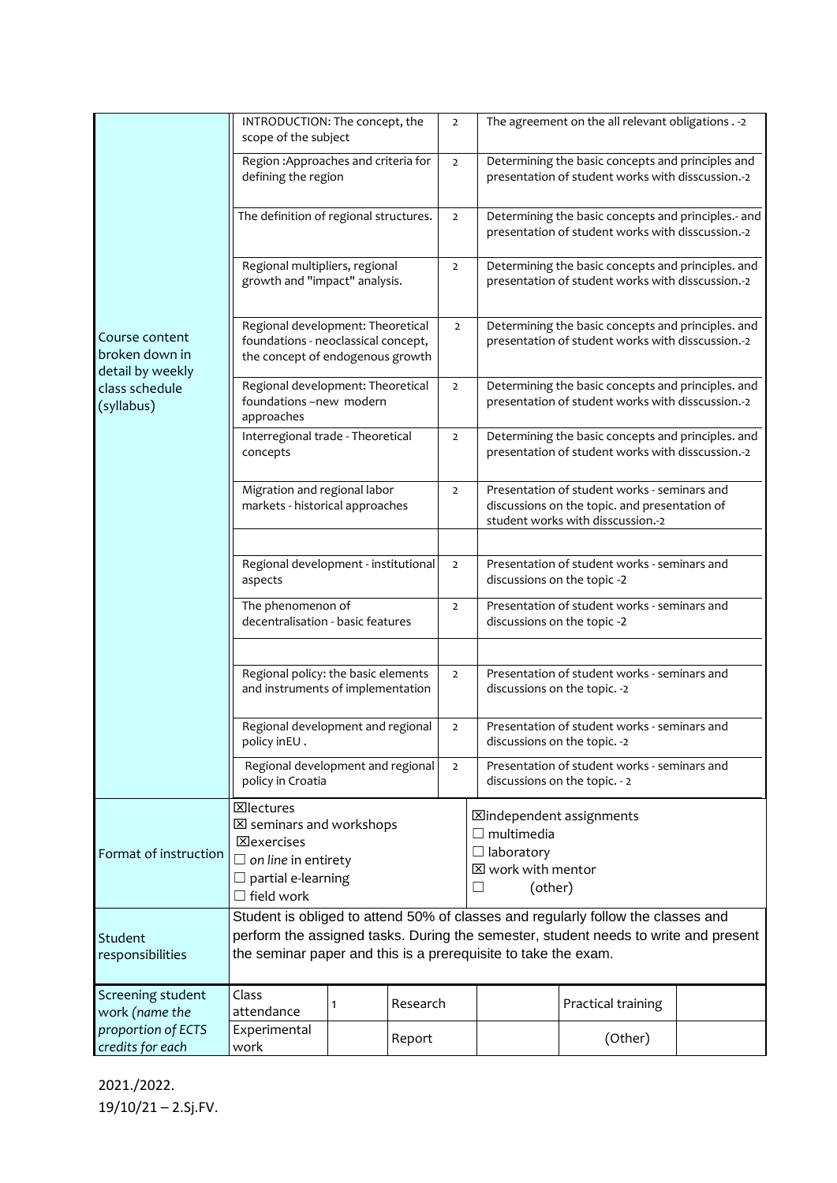| | | | |
|---|---|---|---|
| Course content broken down in detail by weekly class schedule (syllabus) | INTRODUCTION: The concept, the scope of the subject | 2 | The agreement on the all relevant obligations . -2 |
| | Region :Approaches and criteria for defining the region | 2 | Determining the basic concepts and principles and presentation of student works with disscussion.-2 |
| | The definition of regional structures. | 2 | Determining the basic concepts and principles.- and presentation of student works with disscussion.-2 |
| | Regional multipliers, regional growth and "impact" analysis. | 2 | Determining the basic concepts and principles. and presentation of student works with disscussion.-2 |
| | Regional development: Theoretical foundations - neoclassical concept, the concept of endogenous growth | 2 | Determining the basic concepts and principles. and presentation of student works with disscussion.-2 |
| | Regional development: Theoretical foundations –new modern approaches | 2 | Determining the basic concepts and principles. and presentation of student works with disscussion.-2 |
| | Interregional trade - Theoretical concepts | 2 | Determining the basic concepts and principles. and presentation of student works with disscussion.-2 |
| | Migration and regional labor markets - historical approaches | 2 | Presentation of student works - seminars and discussions on the topic. and presentation of student works with disscussion.-2 |
| | | | |
| | Regional development - institutional aspects | 2 | Presentation of student works - seminars and discussions on the topic -2 |
| | The phenomenon of decentralisation - basic features | 2 | Presentation of student works - seminars and discussions on the topic -2 |
| | | | |
| | Regional policy: the basic elements and instruments of implementation | 2 | Presentation of student works - seminars and discussions on the topic. -2 |
| | Regional development and regional policy inEU . | 2 | Presentation of student works - seminars and discussions on the topic. -2 |
| | Regional development and regional policy in Croatia | 2 | Presentation of student works - seminars and discussions on the topic. - 2 |

| | | |
|---|---|---|
| Format of instruction | ☒lectures<br>☒ seminars and workshops<br>☒exercises<br>☐ *on line* in entirety<br>☐ partial e-learning<br>☐ field work | ☒independent assignments<br>☐ multimedia<br>☐ laboratory<br>☒ work with mentor<br>☐ (other) |
| Student responsibilities | Student is obliged to attend 50% of classes and regularly follow the classes and perform the assigned tasks. During the semester, student needs to write and present the seminar paper and this is a prerequisite to take the exam. | |

| Screening student work *(name the proportion of ECTS credits for each* | Class attendance | 1 | Research | | Practical training | |
|---|---|---|---|---|---|---|
| | Experimental work | | Report | | (Other) | |

2021./2022.
19/10/21 – 2.Sj.FV.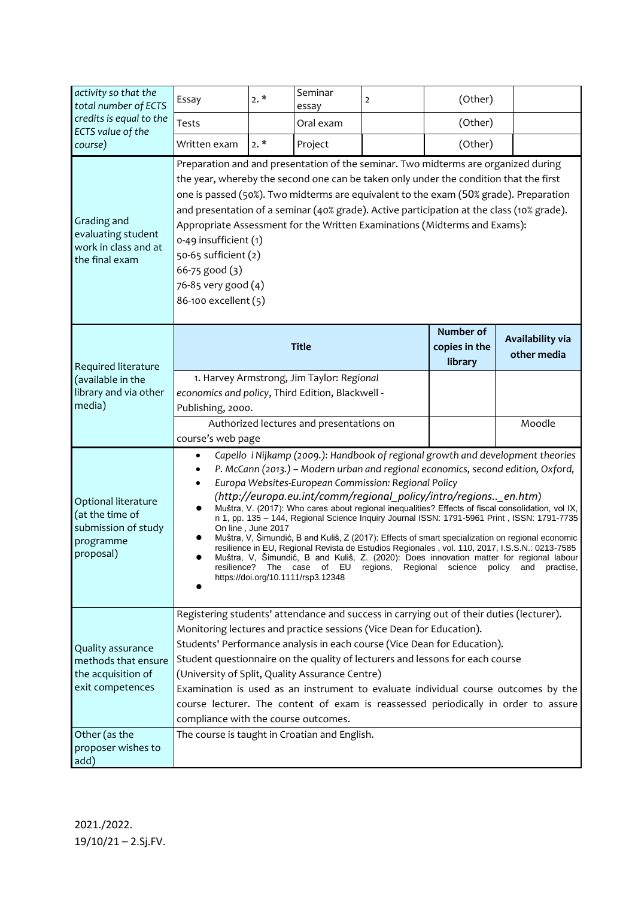| | | | | | | |
|---|---|---|---|---|---|---|
| *activity so that the total number of ECTS credits is equal to the ECTS value of the course)* | Essay | 2. * | Seminar essay | 2 | (Other) | |
| | Tests | | Oral exam | | (Other) | |
| | Written exam | 2. * | Project | | (Other) | |
| Grading and evaluating student work in class and at the final exam | Preparation and and presentation of the seminar. Two midterms are organized during the year, whereby the second one can be taken only under the condition that the first one is passed (50%). Two midterms are equivalent to the exam (50% grade). Preparation and presentation of a seminar (40% grade). Active participation at the class (10% grade).<br>Appropriate Assessment for the Written Examinations (Midterms and Exams):<br>0-49 insufficient (1)<br>50-65 sufficient (2)<br>66-75 good (3)<br>76-85 very good (4)<br>86-100 excellent (5) | | | | | |

| Required literature (available in the library and via other media) | **Title** | **Number of copies in the library** | **Availability via other media** |
|---|---|---|---|
| | 1. Harvey Armstrong, Jim Taylor: *Regional economics and policy*, Third Edition, Blackwell - Publishing, 2000. | | |
| | Authorized lectures and presentations on course's web page | | Moodle |

| | |
|---|---|
| Optional literature (at the time of submission of study programme proposal) | • *Capello i Nijkamp (2009.): Handbook of regional growth and development theories*<br>• *P. McCann (2013.) – Modern urban and regional economics, second edition, Oxford,*<br>• *Europa Websites-European Commission: Regional Policy (http://europa.eu.int/comm/regional_policy/intro/regions.._en.htm)*<br>• Muštra, V. (2017): Who cares about regional inequalities? Effects of fiscal consolidation, vol IX, n 1, pp. 135 – 144, Regional Science Inquiry Journal ISSN: 1791-5961 Print , ISSN: 1791-7735 On line , June 2017<br>• Muštra, V, Šimundić, B and Kuliš, Z (2017): Effects of smart specialization on regional economic resilience in EU, Regional Revista de Estudios Regionales , vol. 110, 2017, I.S.S.N.: 0213-7585<br>• Muštra, V, Šimundić, B and Kuliš, Z. (2020): Does innovation matter for regional labour resilience? The case of EU regions, Regional science policy and practise, https://doi.org/10.1111/rsp3.12348 |
| Quality assurance methods that ensure the acquisition of exit competences | Registering students' attendance and success in carrying out of their duties (lecturer).<br>Monitoring lectures and practice sessions (Vice Dean for Education).<br>Students' Performance analysis in each course (Vice Dean for Education).<br>Student questionnaire on the quality of lecturers and lessons for each course (University of Split, Quality Assurance Centre)<br>Examination is used as an instrument to evaluate individual course outcomes by the course lecturer. The content of exam is reassessed periodically in order to assure compliance with the course outcomes. |
| Other (as the proposer wishes to add) | The course is taught in Croatian and English. |

2021./2022.
19/10/21 – 2.Sj.FV.